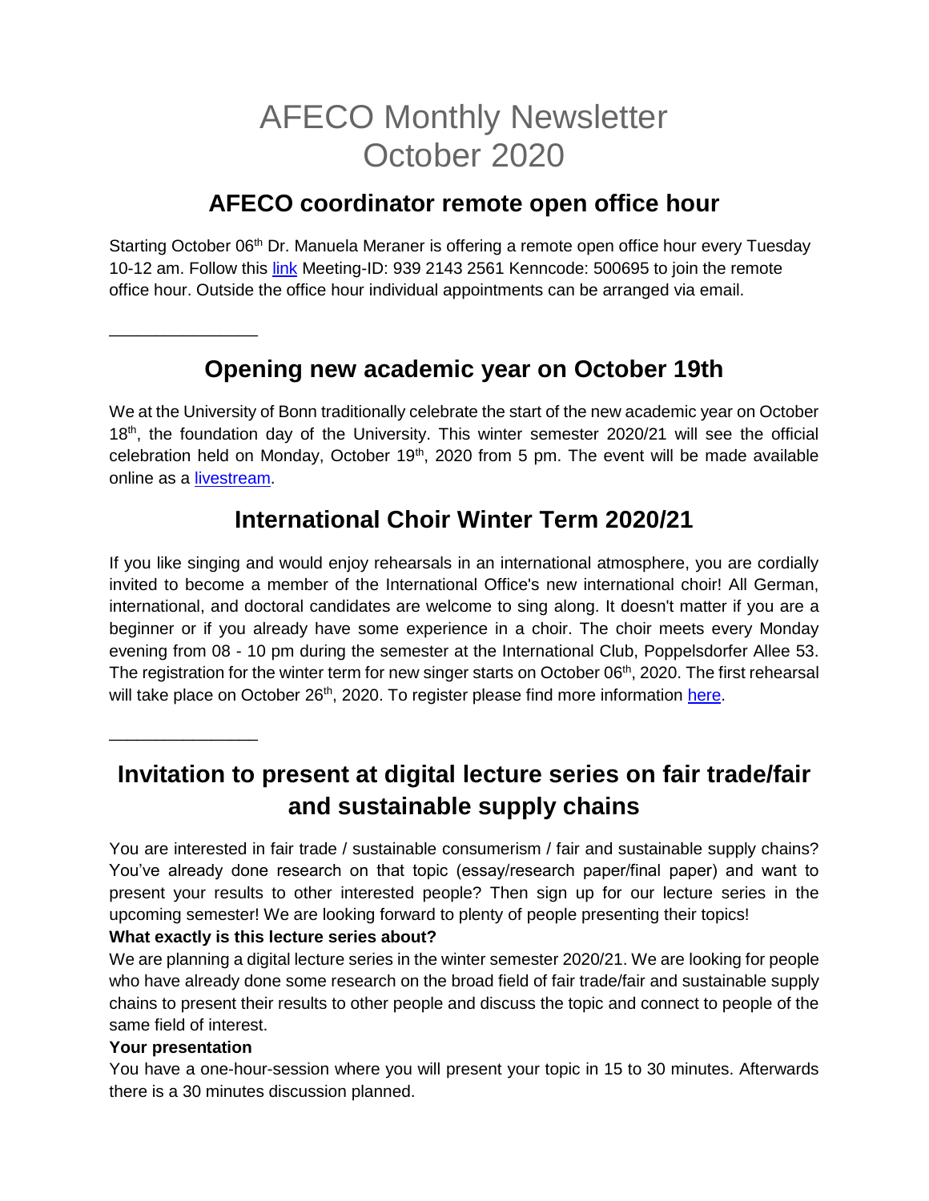# AFECO Monthly Newsletter
# October 2020

## AFECO coordinator remote open office hour

Starting October 06th Dr. Manuela Meraner is offering a remote open office hour every Tuesday 10-12 am. Follow this link Meeting-ID: 939 2143 2561 Kenncode: 500695 to join the remote office hour. Outside the office hour individual appointments can be arranged via email.

---

## Opening new academic year on October 19th

We at the University of Bonn traditionally celebrate the start of the new academic year on October 18th, the foundation day of the University. This winter semester 2020/21 will see the official celebration held on Monday, October 19th, 2020 from 5 pm. The event will be made available online as a livestream.

## International Choir Winter Term 2020/21

If you like singing and would enjoy rehearsals in an international atmosphere, you are cordially invited to become a member of the International Office's new international choir! All German, international, and doctoral candidates are welcome to sing along. It doesn't matter if you are a beginner or if you already have some experience in a choir. The choir meets every Monday evening from 08 - 10 pm during the semester at the International Club, Poppelsdorfer Allee 53. The registration for the winter term for new singer starts on October 06th, 2020. The first rehearsal will take place on October 26th, 2020. To register please find more information here.

---

## Invitation to present at digital lecture series on fair trade/fair and sustainable supply chains

You are interested in fair trade / sustainable consumerism / fair and sustainable supply chains? You've already done research on that topic (essay/research paper/final paper) and want to present your results to other interested people? Then sign up for our lecture series in the upcoming semester! We are looking forward to plenty of people presenting their topics!

**What exactly is this lecture series about?**

We are planning a digital lecture series in the winter semester 2020/21. We are looking for people who have already done some research on the broad field of fair trade/fair and sustainable supply chains to present their results to other people and discuss the topic and connect to people of the same field of interest.

**Your presentation**

You have a one-hour-session where you will present your topic in 15 to 30 minutes. Afterwards there is a 30 minutes discussion planned.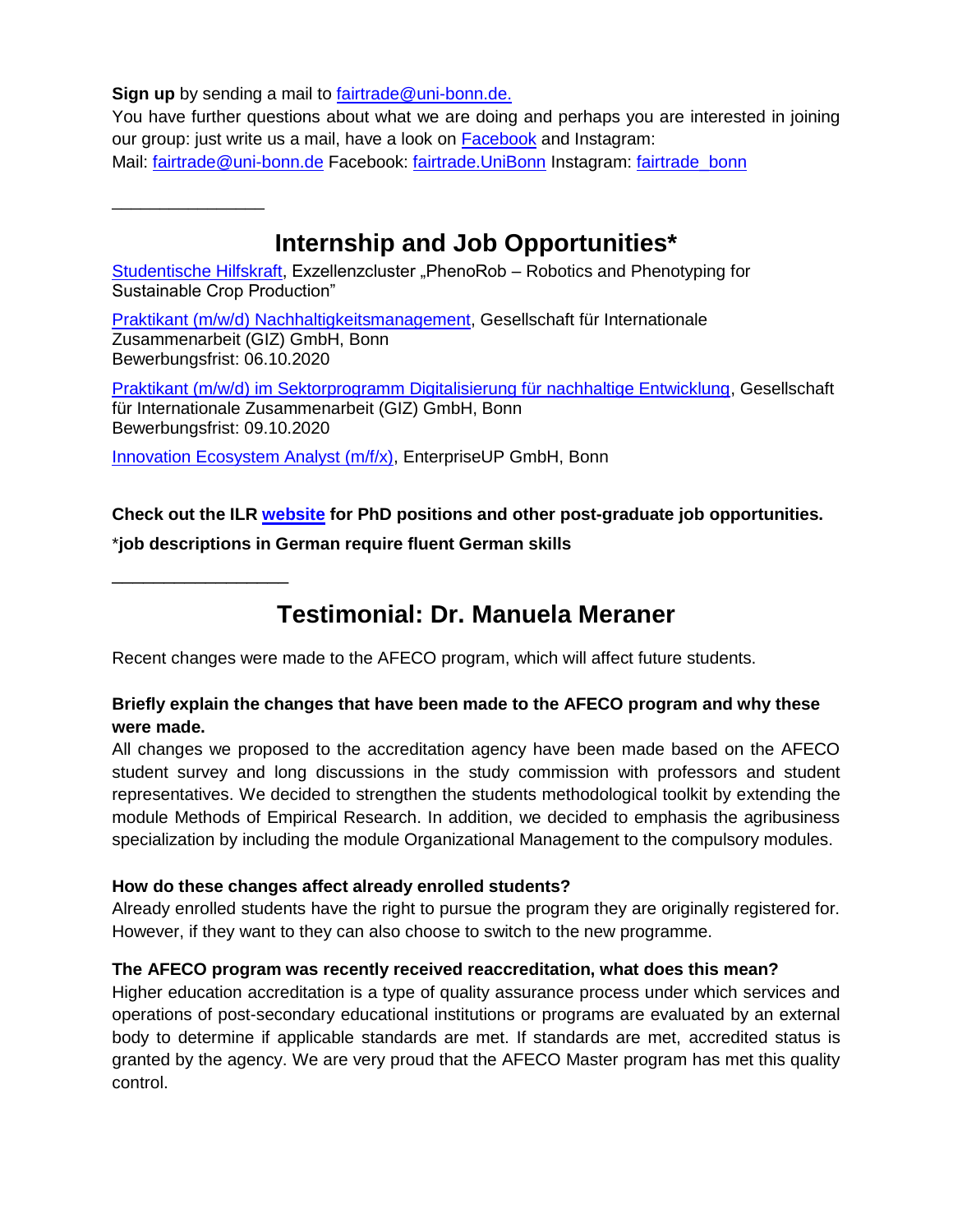**Sign up** by sending a mail to fairtrade@uni-bonn.de.

You have further questions about what we are doing and perhaps you are interested in joining our group: just write us a mail, have a look on Facebook and Instagram:

Mail: fairtrade@uni-bonn.de Facebook: fairtrade.UniBonn Instagram: fairtrade_bonn

---

## Internship and Job Opportunities*

Studentische Hilfskraft, Exzellenzcluster „PhenoRob – Robotics and Phenotyping for Sustainable Crop Production"

Praktikant (m/w/d) Nachhaltigkeitsmanagement, Gesellschaft für Internationale Zusammenarbeit (GIZ) GmbH, Bonn
Bewerbungsfrist: 06.10.2020

Praktikant (m/w/d) im Sektorprogramm Digitalisierung für nachhaltige Entwicklung, Gesellschaft für Internationale Zusammenarbeit (GIZ) GmbH, Bonn
Bewerbungsfrist: 09.10.2020

Innovation Ecosystem Analyst (m/f/x), EnterpriseUP GmbH, Bonn

**Check out the ILR website for PhD positions and other post-graduate job opportunities.**

\***job descriptions in German require fluent German skills**

---

## Testimonial: Dr. Manuela Meraner

Recent changes were made to the AFECO program, which will affect future students.

**Briefly explain the changes that have been made to the AFECO program and why these were made.**

All changes we proposed to the accreditation agency have been made based on the AFECO student survey and long discussions in the study commission with professors and student representatives. We decided to strengthen the students methodological toolkit by extending the module Methods of Empirical Research. In addition, we decided to emphasis the agribusiness specialization by including the module Organizational Management to the compulsory modules.

**How do these changes affect already enrolled students?**

Already enrolled students have the right to pursue the program they are originally registered for. However, if they want to they can also choose to switch to the new programme.

**The AFECO program was recently received reaccreditation, what does this mean?**

Higher education accreditation is a type of quality assurance process under which services and operations of post-secondary educational institutions or programs are evaluated by an external body to determine if applicable standards are met. If standards are met, accredited status is granted by the agency. We are very proud that the AFECO Master program has met this quality control.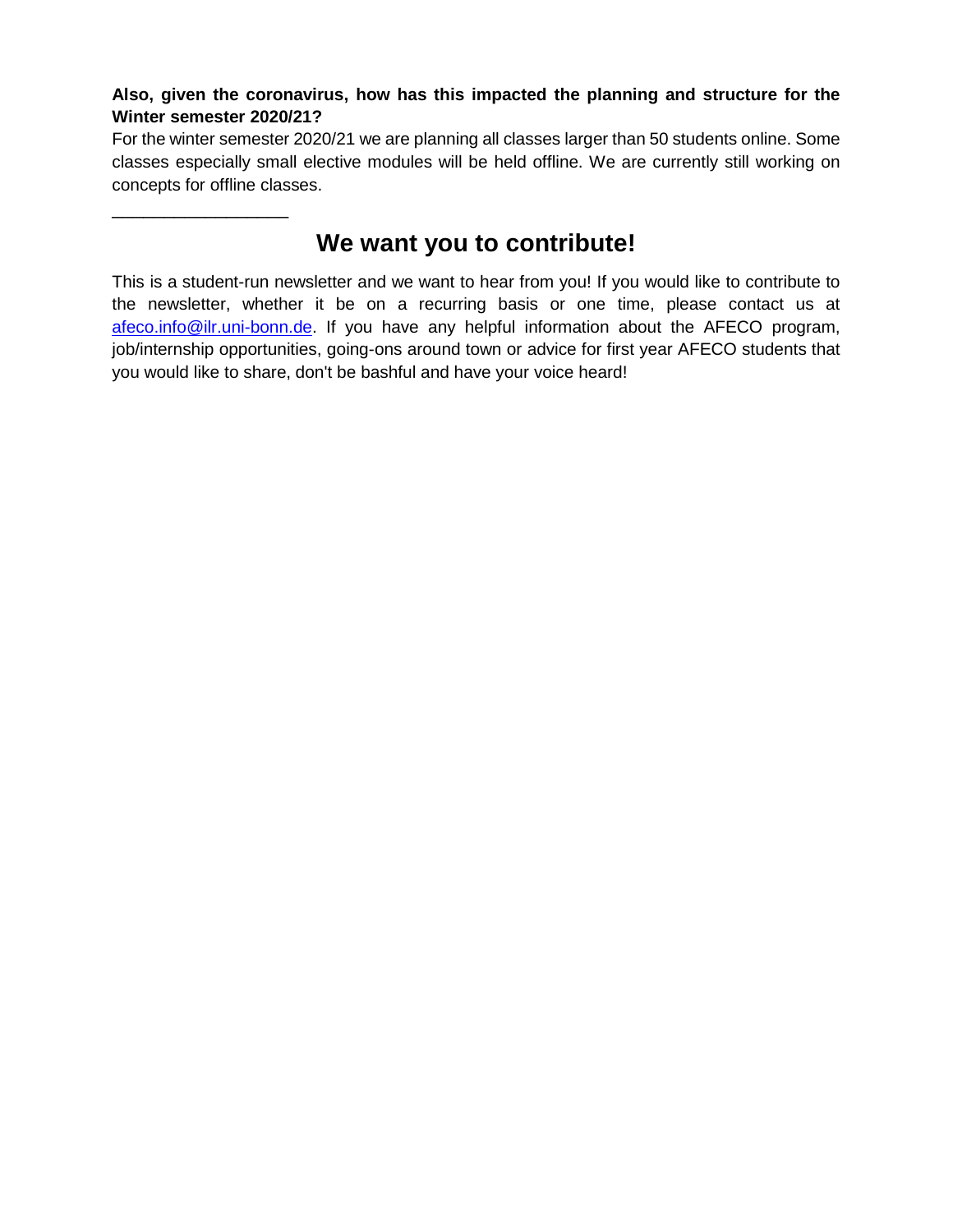**Also, given the coronavirus, how has this impacted the planning and structure for the Winter semester 2020/21?**

For the winter semester 2020/21 we are planning all classes larger than 50 students online. Some classes especially small elective modules will be held offline. We are currently still working on concepts for offline classes.

___________________

## We want you to contribute!

This is a student-run newsletter and we want to hear from you! If you would like to contribute to the newsletter, whether it be on a recurring basis or one time, please contact us at afeco.info@ilr.uni-bonn.de. If you have any helpful information about the AFECO program, job/internship opportunities, going-ons around town or advice for first year AFECO students that you would like to share, don't be bashful and have your voice heard!